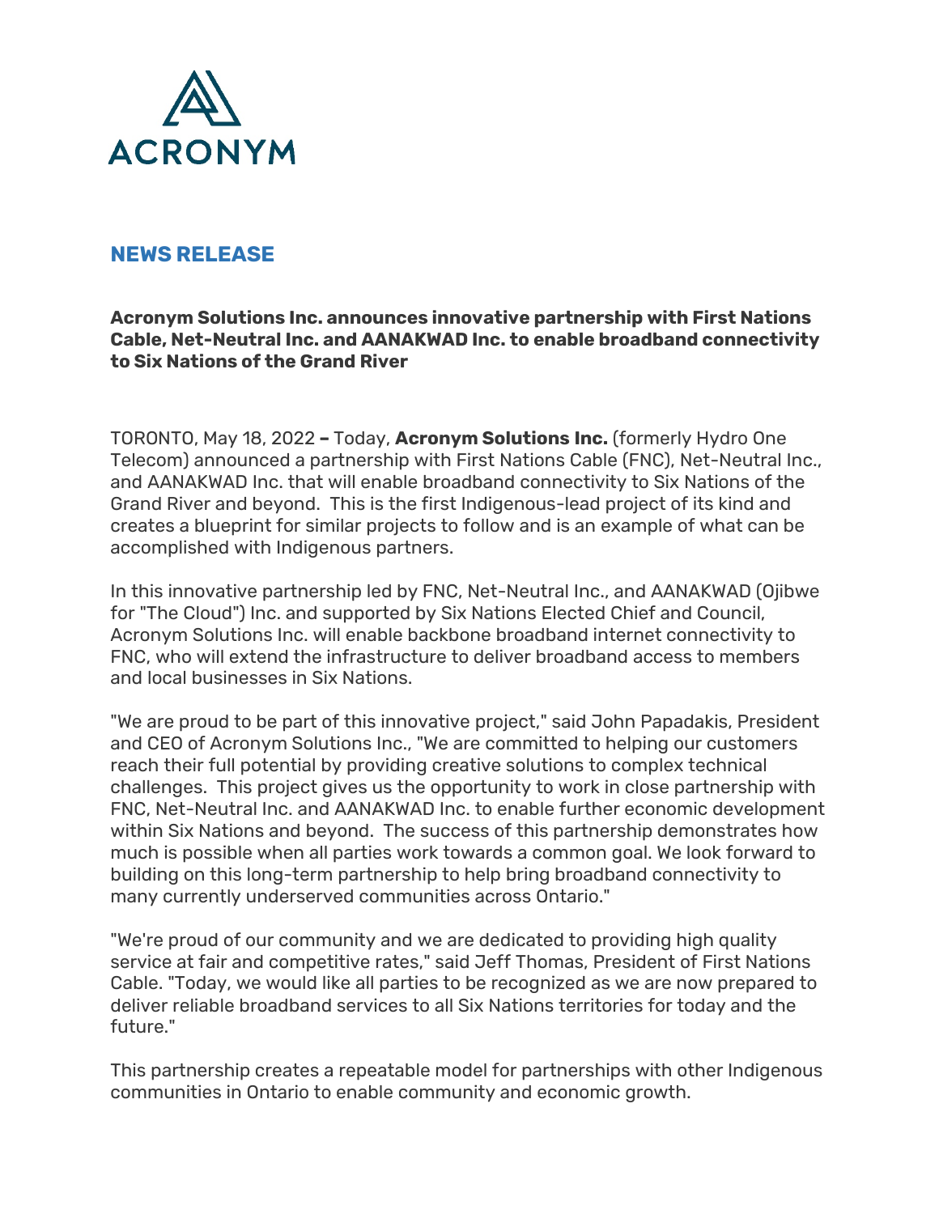ACRONYM

## NEWS RELEASE

**Acronym Solutions Inc. announces innovative partnership with First Nations Cable, Net-Neutral Inc. and AANAKWAD Inc. to enable broadband connectivity to Six Nations of the Grand River**

TORONTO, May 18, 2022 **–** Today, **Acronym Solutions Inc.** (formerly Hydro One Telecom) announced a partnership with First Nations Cable (FNC), Net-Neutral Inc., and AANAKWAD Inc. that will enable broadband connectivity to Six Nations of the Grand River and beyond. This is the first Indigenous-lead project of its kind and creates a blueprint for similar projects to follow and is an example of what can be accomplished with Indigenous partners.

In this innovative partnership led by FNC, Net-Neutral Inc., and AANAKWAD (Ojibwe for "The Cloud") Inc. and supported by Six Nations Elected Chief and Council, Acronym Solutions Inc. will enable backbone broadband internet connectivity to FNC, who will extend the infrastructure to deliver broadband access to members and local businesses in Six Nations.

"We are proud to be part of this innovative project," said John Papadakis, President and CEO of Acronym Solutions Inc., "We are committed to helping our customers reach their full potential by providing creative solutions to complex technical challenges. This project gives us the opportunity to work in close partnership with FNC, Net-Neutral Inc. and AANAKWAD Inc. to enable further economic development within Six Nations and beyond. The success of this partnership demonstrates how much is possible when all parties work towards a common goal. We look forward to building on this long-term partnership to help bring broadband connectivity to many currently underserved communities across Ontario."

"We're proud of our community and we are dedicated to providing high quality service at fair and competitive rates," said Jeff Thomas, President of First Nations Cable. "Today, we would like all parties to be recognized as we are now prepared to deliver reliable broadband services to all Six Nations territories for today and the future."

This partnership creates a repeatable model for partnerships with other Indigenous communities in Ontario to enable community and economic growth.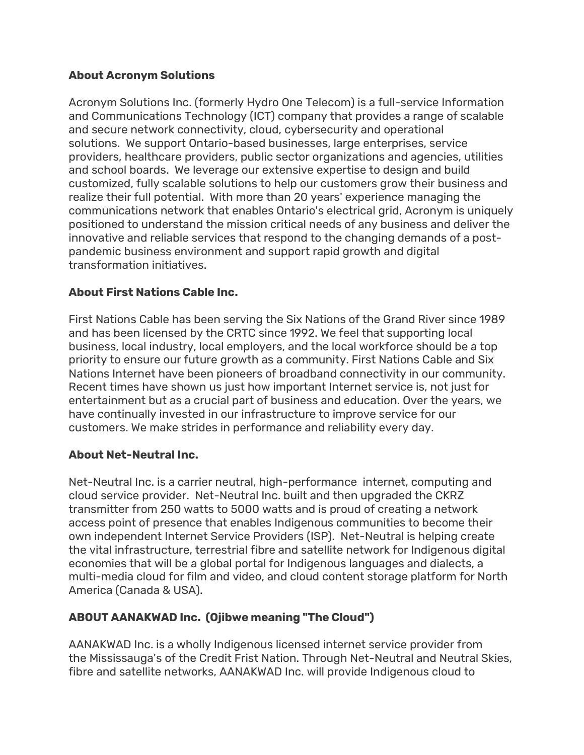**About Acronym Solutions**

Acronym Solutions Inc. (formerly Hydro One Telecom) is a full-service Information and Communications Technology (ICT) company that provides a range of scalable and secure network connectivity, cloud, cybersecurity and operational solutions. We support Ontario-based businesses, large enterprises, service providers, healthcare providers, public sector organizations and agencies, utilities and school boards. We leverage our extensive expertise to design and build customized, fully scalable solutions to help our customers grow their business and realize their full potential. With more than 20 years' experience managing the communications network that enables Ontario's electrical grid, Acronym is uniquely positioned to understand the mission critical needs of any business and deliver the innovative and reliable services that respond to the changing demands of a post-pandemic business environment and support rapid growth and digital transformation initiatives.

**About First Nations Cable Inc.**

First Nations Cable has been serving the Six Nations of the Grand River since 1989 and has been licensed by the CRTC since 1992. We feel that supporting local business, local industry, local employers, and the local workforce should be a top priority to ensure our future growth as a community. First Nations Cable and Six Nations Internet have been pioneers of broadband connectivity in our community. Recent times have shown us just how important Internet service is, not just for entertainment but as a crucial part of business and education. Over the years, we have continually invested in our infrastructure to improve service for our customers. We make strides in performance and reliability every day.

**About Net-Neutral Inc.**

Net-Neutral Inc. is a carrier neutral, high-performance internet, computing and cloud service provider. Net-Neutral Inc. built and then upgraded the CKRZ transmitter from 250 watts to 5000 watts and is proud of creating a network access point of presence that enables Indigenous communities to become their own independent Internet Service Providers (ISP). Net-Neutral is helping create the vital infrastructure, terrestrial fibre and satellite network for Indigenous digital economies that will be a global portal for Indigenous languages and dialects, a multi-media cloud for film and video, and cloud content storage platform for North America (Canada & USA).

**ABOUT AANAKWAD Inc. (Ojibwe meaning "The Cloud")**

AANAKWAD Inc. is a wholly Indigenous licensed internet service provider from the Mississauga's of the Credit Frist Nation. Through Net-Neutral and Neutral Skies, fibre and satellite networks, AANAKWAD Inc. will provide Indigenous cloud to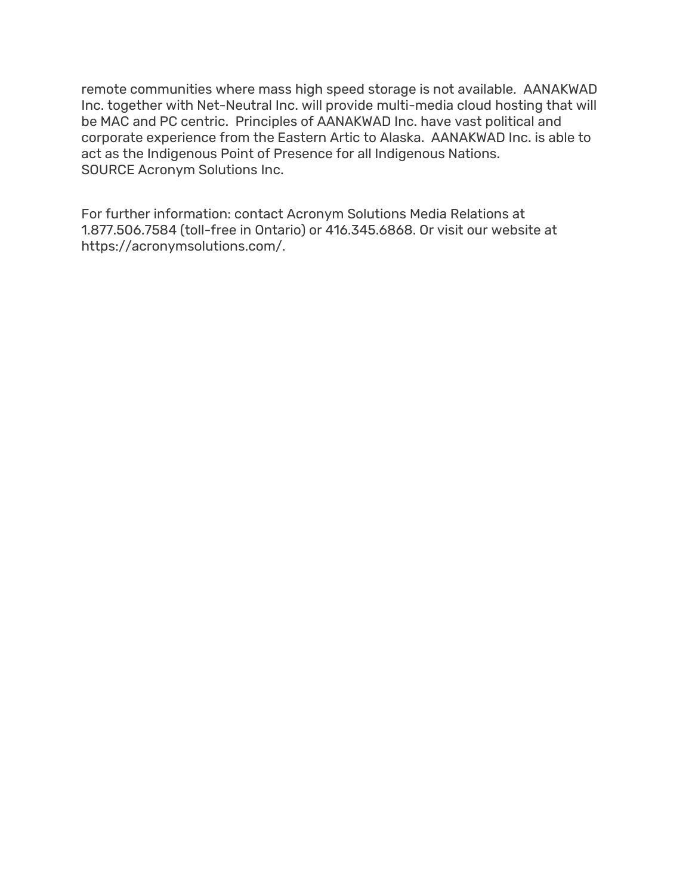remote communities where mass high speed storage is not available.  AANAKWAD Inc. together with Net-Neutral Inc. will provide multi-media cloud hosting that will be MAC and PC centric.  Principles of AANAKWAD Inc. have vast political and corporate experience from the Eastern Artic to Alaska.  AANAKWAD Inc. is able to act as the Indigenous Point of Presence for all Indigenous Nations.
SOURCE Acronym Solutions Inc.

For further information: contact Acronym Solutions Media Relations at 1.877.506.7584 (toll-free in Ontario) or 416.345.6868. Or visit our website at https://acronymsolutions.com/.